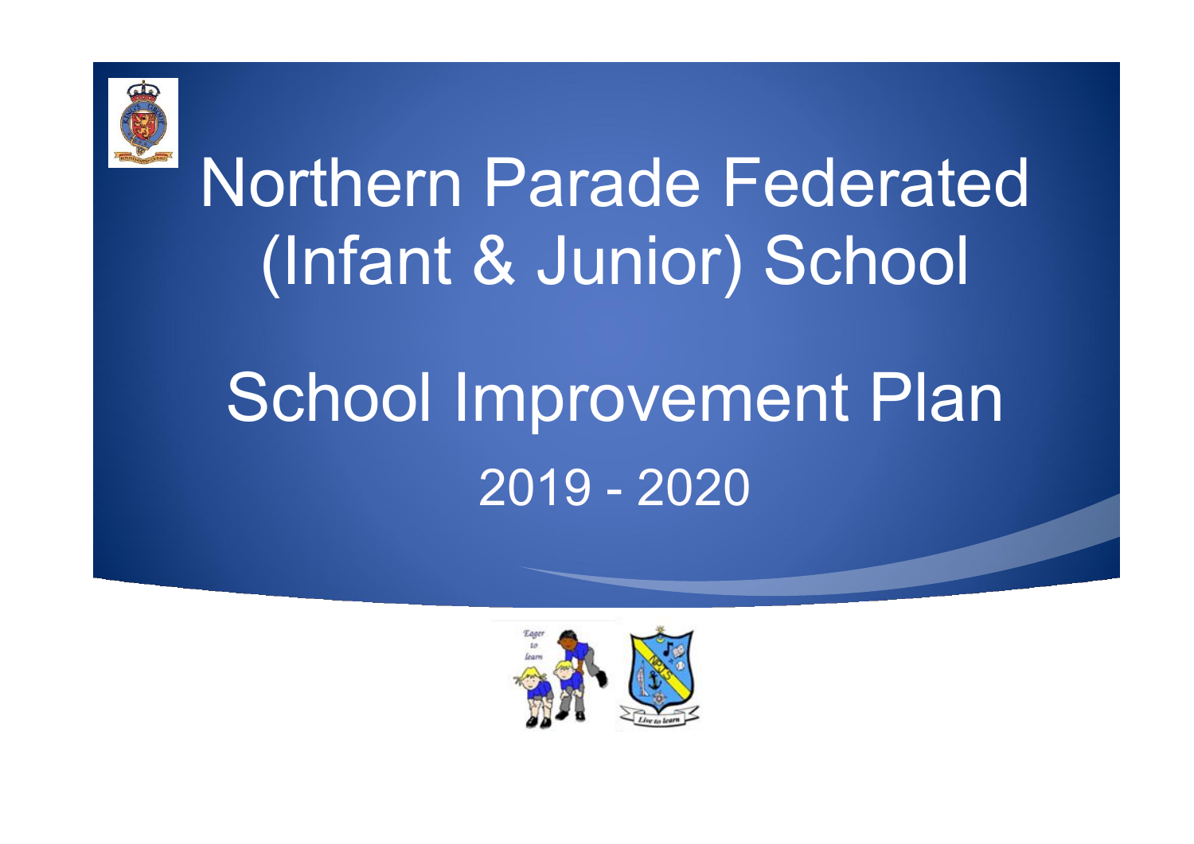# Northern Parade Federated (Infant & Junior) School

# School Improvement Plan

## 2019 - 2020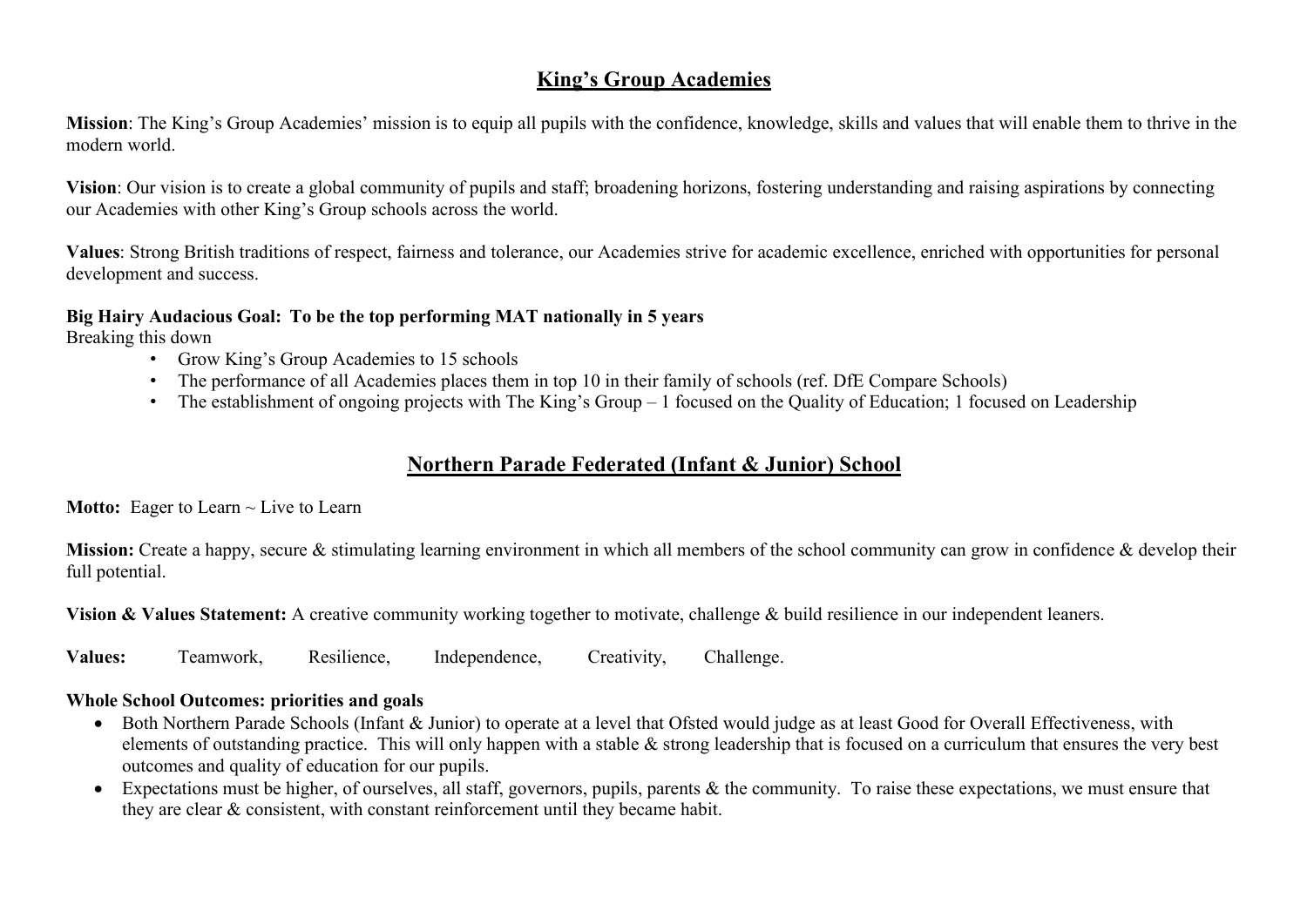# King's Group Academies

**Mission**: The King's Group Academies' mission is to equip all pupils with the confidence, knowledge, skills and values that will enable them to thrive in the modern world.

**Vision**: Our vision is to create a global community of pupils and staff; broadening horizons, fostering understanding and raising aspirations by connecting our Academies with other King's Group schools across the world.

**Values**: Strong British traditions of respect, fairness and tolerance, our Academies strive for academic excellence, enriched with opportunities for personal development and success.

**Big Hairy Audacious Goal: To be the top performing MAT nationally in 5 years**

Breaking this down

- Grow King's Group Academies to 15 schools
- The performance of all Academies places them in top 10 in their family of schools (ref. DfE Compare Schools)
- The establishment of ongoing projects with The King's Group – 1 focused on the Quality of Education; 1 focused on Leadership

# Northern Parade Federated (Infant & Junior) School

**Motto:** Eager to Learn ~ Live to Learn

**Mission:** Create a happy, secure & stimulating learning environment in which all members of the school community can grow in confidence & develop their full potential.

**Vision & Values Statement:** A creative community working together to motivate, challenge & build resilience in our independent leaners.

**Values:** Teamwork, Resilience, Independence, Creativity, Challenge.

**Whole School Outcomes: priorities and goals**

- Both Northern Parade Schools (Infant & Junior) to operate at a level that Ofsted would judge as at least Good for Overall Effectiveness, with elements of outstanding practice. This will only happen with a stable & strong leadership that is focused on a curriculum that ensures the very best outcomes and quality of education for our pupils.
- Expectations must be higher, of ourselves, all staff, governors, pupils, parents & the community. To raise these expectations, we must ensure that they are clear & consistent, with constant reinforcement until they became habit.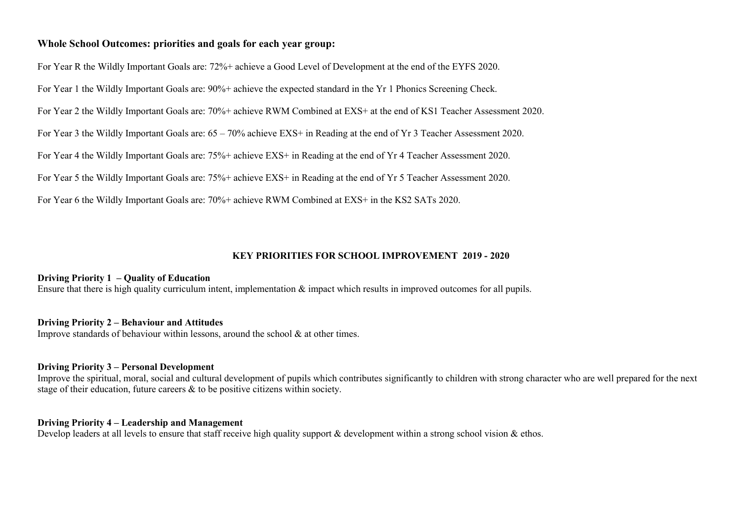## Whole School Outcomes: priorities and goals for each year group:

For Year R the Wildly Important Goals are: 72%+ achieve a Good Level of Development at the end of the EYFS 2020.

For Year 1 the Wildly Important Goals are: 90%+ achieve the expected standard in the Yr 1 Phonics Screening Check.

For Year 2 the Wildly Important Goals are: 70%+ achieve RWM Combined at EXS+ at the end of KS1 Teacher Assessment 2020.

For Year 3 the Wildly Important Goals are: 65 – 70% achieve EXS+ in Reading at the end of Yr 3 Teacher Assessment 2020.

For Year 4 the Wildly Important Goals are: 75%+ achieve EXS+ in Reading at the end of Yr 4 Teacher Assessment 2020.

For Year 5 the Wildly Important Goals are: 75%+ achieve EXS+ in Reading at the end of Yr 5 Teacher Assessment 2020.

For Year 6 the Wildly Important Goals are: 70%+ achieve RWM Combined at EXS+ in the KS2 SATs 2020.

## KEY PRIORITIES FOR SCHOOL IMPROVEMENT 2019 - 2020

**Driving Priority 1 – Quality of Education**
Ensure that there is high quality curriculum intent, implementation & impact which results in improved outcomes for all pupils.

**Driving Priority 2 – Behaviour and Attitudes**
Improve standards of behaviour within lessons, around the school & at other times.

**Driving Priority 3 – Personal Development**
Improve the spiritual, moral, social and cultural development of pupils which contributes significantly to children with strong character who are well prepared for the next stage of their education, future careers & to be positive citizens within society.

**Driving Priority 4 – Leadership and Management**
Develop leaders at all levels to ensure that staff receive high quality support & development within a strong school vision & ethos.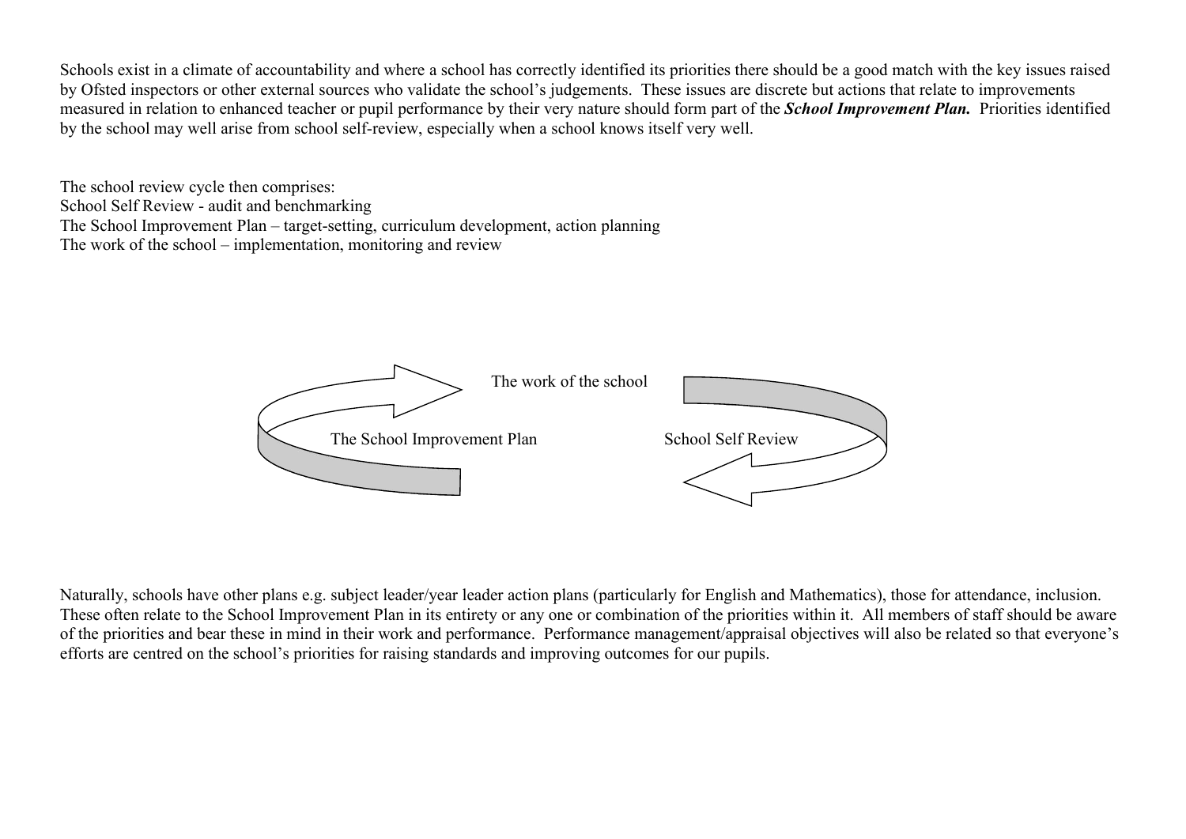Schools exist in a climate of accountability and where a school has correctly identified its priorities there should be a good match with the key issues raised by Ofsted inspectors or other external sources who validate the school's judgements. These issues are discrete but actions that relate to improvements measured in relation to enhanced teacher or pupil performance by their very nature should form part of the ***School Improvement Plan.*** Priorities identified by the school may well arise from school self-review, especially when a school knows itself very well.

The school review cycle then comprises:
School Self Review - audit and benchmarking
The School Improvement Plan – target-setting, curriculum development, action planning
The work of the school – implementation, monitoring and review

The work of the school

The School Improvement Plan

School Self Review

Naturally, schools have other plans e.g. subject leader/year leader action plans (particularly for English and Mathematics), those for attendance, inclusion. These often relate to the School Improvement Plan in its entirety or any one or combination of the priorities within it. All members of staff should be aware of the priorities and bear these in mind in their work and performance. Performance management/appraisal objectives will also be related so that everyone's efforts are centred on the school's priorities for raising standards and improving outcomes for our pupils.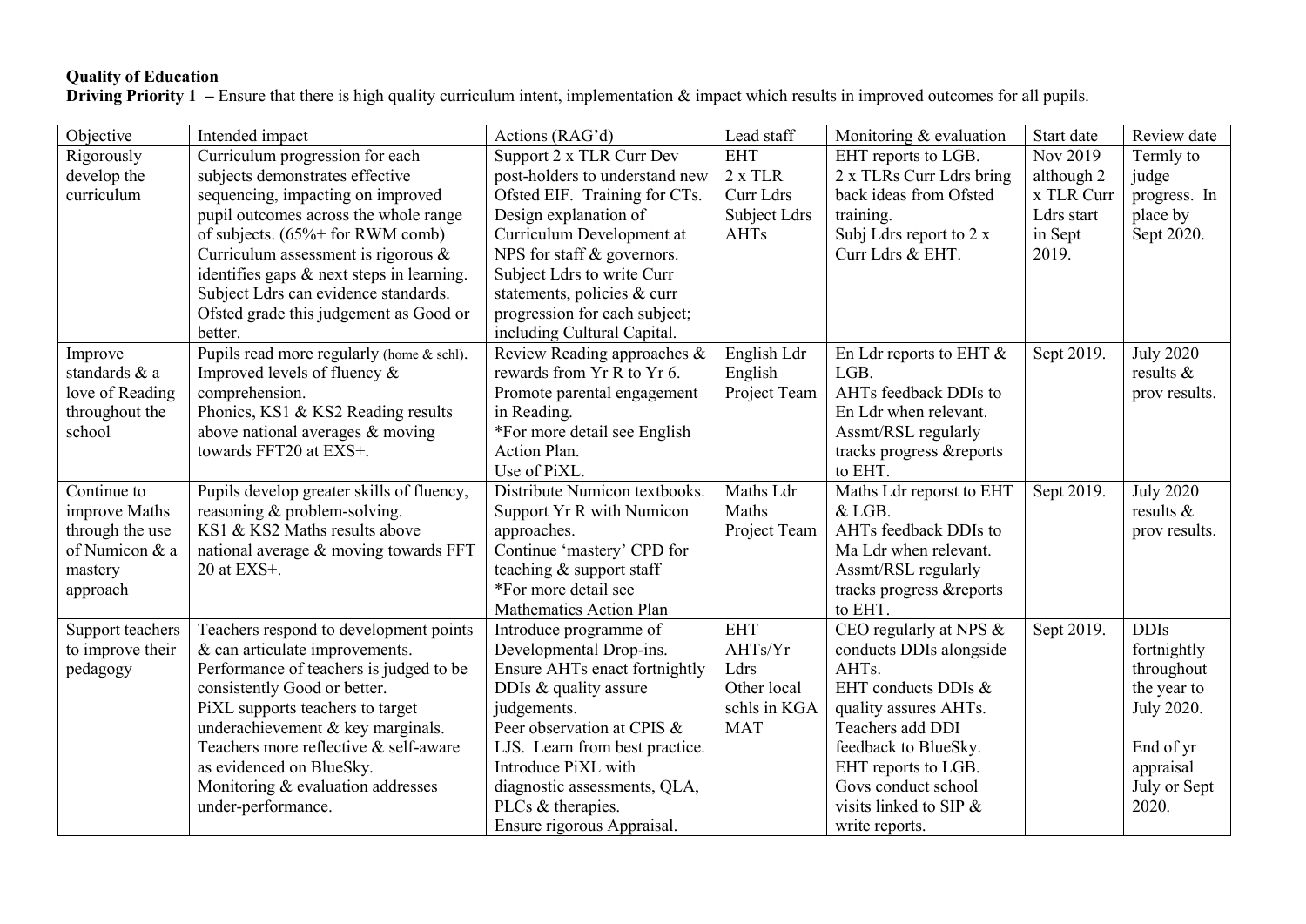**Quality of Education**

**Driving Priority 1** – Ensure that there is high quality curriculum intent, implementation & impact which results in improved outcomes for all pupils.

| Objective | Intended impact | Actions (RAG'd) | Lead staff | Monitoring & evaluation | Start date | Review date |
|---|---|---|---|---|---|---|
| Rigorously develop the curriculum | Curriculum progression for each subjects demonstrates effective sequencing, impacting on improved pupil outcomes across the whole range of subjects. (65%+ for RWM comb) Curriculum assessment is rigorous & identifies gaps & next steps in learning. Subject Ldrs can evidence standards. Ofsted grade this judgement as Good or better. | Support 2 x TLR Curr Dev post-holders to understand new Ofsted EIF. Training for CTs. Design explanation of Curriculum Development at NPS for staff & governors. Subject Ldrs to write Curr statements, policies & curr progression for each subject; including Cultural Capital. | EHT<br>2 x TLR Curr Ldrs<br>Subject Ldrs<br>AHTs | EHT reports to LGB.<br>2 x TLRs Curr Ldrs bring back ideas from Ofsted training.<br>Subj Ldrs report to 2 x Curr Ldrs & EHT. | Nov 2019 although 2 x TLR Curr Ldrs start in Sept 2019. | Termly to judge progress. In place by Sept 2020. |
| Improve standards & a love of Reading throughout the school | Pupils read more regularly (home & schl).<br>Improved levels of fluency & comprehension.<br>Phonics, KS1 & KS2 Reading results above national averages & moving towards FFT20 at EXS+. | Review Reading approaches & rewards from Yr R to Yr 6.<br>Promote parental engagement in Reading.<br>*For more detail see English Action Plan.<br>Use of PiXL. | English Ldr<br>English Project Team | En Ldr reports to EHT & LGB.<br>AHTs feedback DDIs to En Ldr when relevant.<br>Assmt/RSL regularly tracks progress &reports to EHT. | Sept 2019. | July 2020 results & prov results. |
| Continue to improve Maths through the use of Numicon & a mastery approach | Pupils develop greater skills of fluency, reasoning & problem-solving.<br>KS1 & KS2 Maths results above national average & moving towards FFT 20 at EXS+. | Distribute Numicon textbooks.<br>Support Yr R with Numicon approaches.<br>Continue 'mastery' CPD for teaching & support staff<br>*For more detail see Mathematics Action Plan | Maths Ldr<br>Maths Project Team | Maths Ldr reporst to EHT & LGB.<br>AHTs feedback DDIs to Ma Ldr when relevant.<br>Assmt/RSL regularly tracks progress &reports to EHT. | Sept 2019. | July 2020 results & prov results. |
| Support teachers to improve their pedagogy | Teachers respond to development points & can articulate improvements.<br>Performance of teachers is judged to be consistently Good or better.<br>PiXL supports teachers to target underachievement & key marginals.<br>Teachers more reflective & self-aware as evidenced on BlueSky.<br>Monitoring & evaluation addresses under-performance. | Introduce programme of Developmental Drop-ins.<br>Ensure AHTs enact fortnightly DDIs & quality assure judgements.<br>Peer observation at CPIS & LJS. Learn from best practice.<br>Introduce PiXL with diagnostic assessments, QLA, PLCs & therapies.<br>Ensure rigorous Appraisal. | EHT<br>AHTs/Yr Ldrs<br>Other local schls in KGA MAT | CEO regularly at NPS & conducts DDIs alongside AHTs.<br>EHT conducts DDIs & quality assures AHTs.<br>Teachers add DDI feedback to BlueSky.<br>EHT reports to LGB.<br>Govs conduct school visits linked to SIP & write reports. | Sept 2019. | DDIs fortnightly throughout the year to July 2020.<br><br>End of yr appraisal July or Sept 2020. |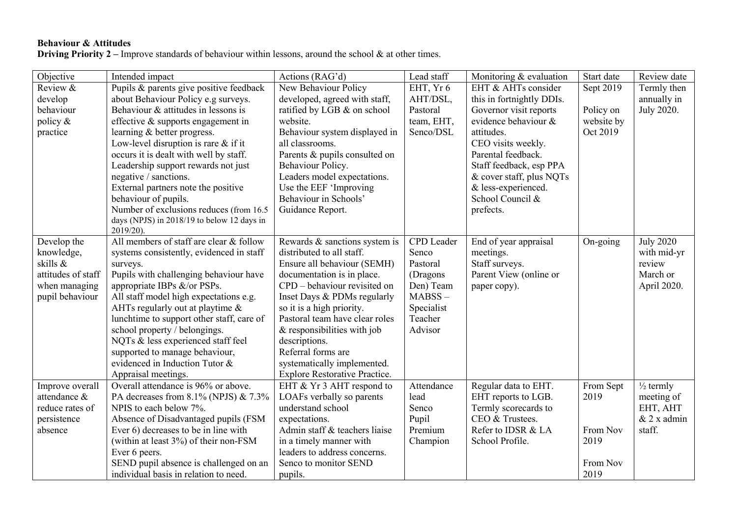**Behaviour & Attitudes**

**Driving Priority 2 –** Improve standards of behaviour within lessons, around the school & at other times.

| Objective | Intended impact | Actions (RAG'd) | Lead staff | Monitoring & evaluation | Start date | Review date |
|---|---|---|---|---|---|---|
| Review & develop behaviour policy & practice | Pupils & parents give positive feedback about Behaviour Policy e.g surveys.<br>Behaviour & attitudes in lessons is effective & supports engagement in learning & better progress.<br>Low-level disruption is rare & if it occurs it is dealt with well by staff.<br>Leadership support rewards not just negative / sanctions.<br>External partners note the positive behaviour of pupils.<br>Number of exclusions reduces (from 16.5 days (NPJS) in 2018/19 to below 12 days in 2019/20). | New Behaviour Policy developed, agreed with staff, ratified by LGB & on school website.<br>Behaviour system displayed in all classrooms.<br>Parents & pupils consulted on Behaviour Policy.<br>Leaders model expectations.<br>Use the EEF 'Improving Behaviour in Schools' Guidance Report. | EHT, Yr 6 AHT/DSL, Pastoral team, EHT, Senco/DSL | EHT & AHTs consider this in fortnightly DDIs.<br>Governor visit reports evidence behaviour & attitudes.<br>CEO visits weekly.<br>Parental feedback.<br>Staff feedback, esp PPA & cover staff, plus NQTs & less-experienced.<br>School Council & prefects. | Sept 2019<br><br>Policy on website by Oct 2019 | Termly then annually in July 2020. |
| Develop the knowledge, skills & attitudes of staff when managing pupil behaviour | All members of staff are clear & follow systems consistently, evidenced in staff surveys.<br>Pupils with challenging behaviour have appropriate IBPs &/or PSPs.<br>All staff model high expectations e.g. AHTs regularly out at playtime & lunchtime to support other staff, care of school property / belongings.<br>NQTs & less experienced staff feel supported to manage behaviour, evidenced in Induction Tutor & Appraisal meetings. | Rewards & sanctions system is distributed to all staff.<br>Ensure all behaviour (SEMH) documentation is in place.<br>CPD – behaviour revisited on Inset Days & PDMs regularly so it is a high priority.<br>Pastoral team have clear roles & responsibilities with job descriptions.<br>Referral forms are systematically implemented.<br>Explore Restorative Practice. | CPD Leader<br>Senco<br>Pastoral (Dragons Den) Team<br>MABSS – Specialist Teacher Advisor | End of year appraisal meetings.<br>Staff surveys.<br>Parent View (online or paper copy). | On-going | July 2020 with mid-yr review March or April 2020. |
| Improve overall attendance & reduce rates of persistence absence | Overall attendance is 96% or above.<br>PA decreases from 8.1% (NPJS) & 7.3% NPIS to each below 7%.<br>Absence of Disadvantaged pupils (FSM Ever 6) decreases to be in line with (within at least 3%) of their non-FSM Ever 6 peers.<br>SEND pupil absence is challenged on an individual basis in relation to need. | EHT & Yr 3 AHT respond to LOAFs verbally so parents understand school expectations.<br>Admin staff & teachers liaise in a timely manner with leaders to address concerns.<br>Senco to monitor SEND pupils. | Attendance lead<br>Senco<br>Pupil Premium Champion | Regular data to EHT.<br>EHT reports to LGB.<br>Termly scorecards to CEO & Trustees.<br>Refer to IDSR & LA School Profile. | From Sept 2019<br><br>From Nov 2019<br><br>From Nov 2019 | ½ termly meeting of EHT, AHT & 2 x admin staff. |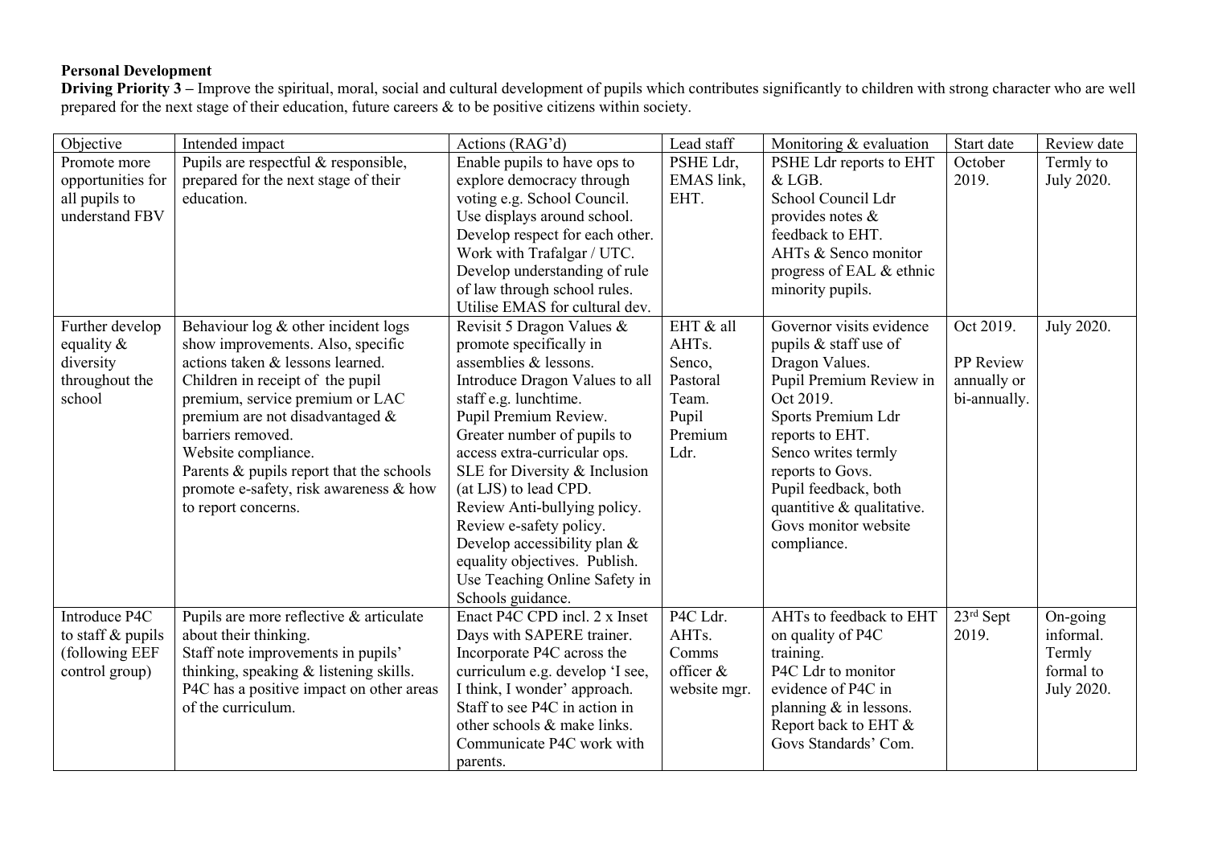**Personal Development**

**Driving Priority 3 –** Improve the spiritual, moral, social and cultural development of pupils which contributes significantly to children with strong character who are well prepared for the next stage of their education, future careers & to be positive citizens within society.

| Objective | Intended impact | Actions (RAG'd) | Lead staff | Monitoring & evaluation | Start date | Review date |
|---|---|---|---|---|---|---|
| Promote more opportunities for all pupils to understand FBV | Pupils are respectful & responsible, prepared for the next stage of their education. | Enable pupils to have ops to explore democracy through voting e.g. School Council.<br>Use displays around school.<br>Develop respect for each other.<br>Work with Trafalgar / UTC.<br>Develop understanding of rule of law through school rules.<br>Utilise EMAS for cultural dev. | PSHE Ldr, EMAS link, EHT. | PSHE Ldr reports to EHT & LGB.<br>School Council Ldr provides notes & feedback to EHT.<br>AHTs & Senco monitor progress of EAL & ethnic minority pupils. | October 2019. | Termly to July 2020. |
| Further develop equality & diversity throughout the school | Behaviour log & other incident logs show improvements. Also, specific actions taken & lessons learned.<br>Children in receipt of the pupil premium, service premium or LAC premium are not disadvantaged & barriers removed.<br>Website compliance.<br>Parents & pupils report that the schools promote e-safety, risk awareness & how to report concerns. | Revisit 5 Dragon Values & promote specifically in assemblies & lessons.<br>Introduce Dragon Values to all staff e.g. lunchtime.<br>Pupil Premium Review.<br>Greater number of pupils to access extra-curricular ops.<br>SLE for Diversity & Inclusion (at LJS) to lead CPD.<br>Review Anti-bullying policy.<br>Review e-safety policy.<br>Develop accessibility plan & equality objectives. Publish.<br>Use Teaching Online Safety in Schools guidance. | EHT & all AHTs.<br>Senco,<br>Pastoral Team.<br>Pupil Premium Ldr. | Governor visits evidence pupils & staff use of Dragon Values.<br>Pupil Premium Review in Oct 2019.<br>Sports Premium Ldr reports to EHT.<br>Senco writes termly reports to Govs.<br>Pupil feedback, both quantitive & qualitative.<br>Govs monitor website compliance. | Oct 2019.<br><br>PP Review annually or bi-annually. | July 2020. |
| Introduce P4C to staff & pupils (following EEF control group) | Pupils are more reflective & articulate about their thinking.<br>Staff note improvements in pupils' thinking, speaking & listening skills.<br>P4C has a positive impact on other areas of the curriculum. | Enact P4C CPD incl. 2 x Inset Days with SAPERE trainer.<br>Incorporate P4C across the curriculum e.g. develop 'I see, I think, I wonder' approach.<br>Staff to see P4C in action in other schools & make links.<br>Communicate P4C work with parents. | P4C Ldr.<br>AHTs.<br>Comms officer & website mgr. | AHTs to feedback to EHT on quality of P4C training.<br>P4C Ldr to monitor evidence of P4C in planning & in lessons.<br>Report back to EHT & Govs Standards' Com. | 23rd Sept 2019. | On-going informal.<br>Termly formal to July 2020. |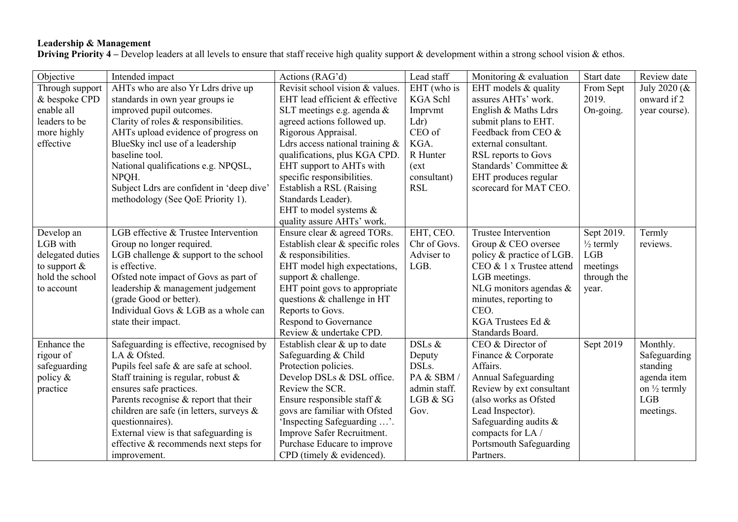**Leadership & Management**

**Driving Priority 4 –** Develop leaders at all levels to ensure that staff receive high quality support & development within a strong school vision & ethos.

| Objective | Intended impact | Actions (RAG'd) | Lead staff | Monitoring & evaluation | Start date | Review date |
|---|---|---|---|---|---|---|
| Through support & bespoke CPD enable all leaders to be more highly effective | AHTs who are also Yr Ldrs drive up standards in own year groups ie improved pupil outcomes.<br>Clarity of roles & responsibilities.<br>AHTs upload evidence of progress on BlueSky incl use of a leadership baseline tool.<br>National qualifications e.g. NPQSL, NPQH.<br>Subject Ldrs are confident in 'deep dive' methodology (See QoE Priority 1). | Revisit school vision & values.<br>EHT lead efficient & effective SLT meetings e.g. agenda & agreed actions followed up.<br>Rigorous Appraisal.<br>Ldrs access national training & qualifications, plus KGA CPD.<br>EHT support to AHTs with specific responsibilities.<br>Establish a RSL (Raising Standards Leader).<br>EHT to model systems & quality assure AHTs' work. | EHT (who is KGA Schl Imprvmt Ldr)<br>CEO of KGA.<br>R Hunter (ext consultant)<br>RSL | EHT models & quality assures AHTs' work.<br>English & Maths Ldrs submit plans to EHT.<br>Feedback from CEO & external consultant.<br>RSL reports to Govs Standards' Committee & EHT produces regular scorecard for MAT CEO. | From Sept 2019.<br>On-going. | July 2020 (& onward if 2 year course). |
| Develop an LGB with delegated duties to support & hold the school to account | LGB effective & Trustee Intervention Group no longer required.<br>LGB challenge & support to the school is effective.<br>Ofsted note impact of Govs as part of leadership & management judgement (grade Good or better).<br>Individual Govs & LGB as a whole can state their impact. | Ensure clear & agreed TORs.<br>Establish clear & specific roles & responsibilities.<br>EHT model high expectations, support & challenge.<br>EHT point govs to appropriate questions & challenge in HT Reports to Govs.<br>Respond to Governance Review & undertake CPD. | EHT, CEO.<br>Chr of Govs.<br>Adviser to LGB. | Trustee Intervention Group & CEO oversee policy & practice of LGB.<br>CEO & 1 x Trustee attend LGB meetings.<br>NLG monitors agendas & minutes, reporting to CEO.<br>KGA Trustees Ed & Standards Board. | Sept 2019.<br>½ termly LGB meetings through the year. | Termly reviews. |
| Enhance the rigour of safeguarding policy & practice | Safeguarding is effective, recognised by LA & Ofsted.<br>Pupils feel safe & are safe at school.<br>Staff training is regular, robust & ensures safe practices.<br>Parents recognise & report that their children are safe (in letters, surveys & questionnaires).<br>External view is that safeguarding is effective & recommends next steps for improvement. | Establish clear & up to date Safeguarding & Child Protection policies.<br>Develop DSLs & DSL office.<br>Review the SCR.<br>Ensure responsible staff & govs are familiar with Ofsted 'Inspecting Safeguarding …'.<br>Improve Safer Recruitment.<br>Purchase Educare to improve CPD (timely & evidenced). | DSLs & Deputy DSLs.<br>PA & SBM / admin staff.<br>LGB & SG Gov. | CEO & Director of Finance & Corporate Affairs.<br>Annual Safeguarding Review by ext consultant (also works as Ofsted Lead Inspector).<br>Safeguarding audits & compacts for LA / Portsmouth Safeguarding Partners. | Sept 2019 | Monthly.<br>Safeguarding standing agenda item on ½ termly LGB meetings. |